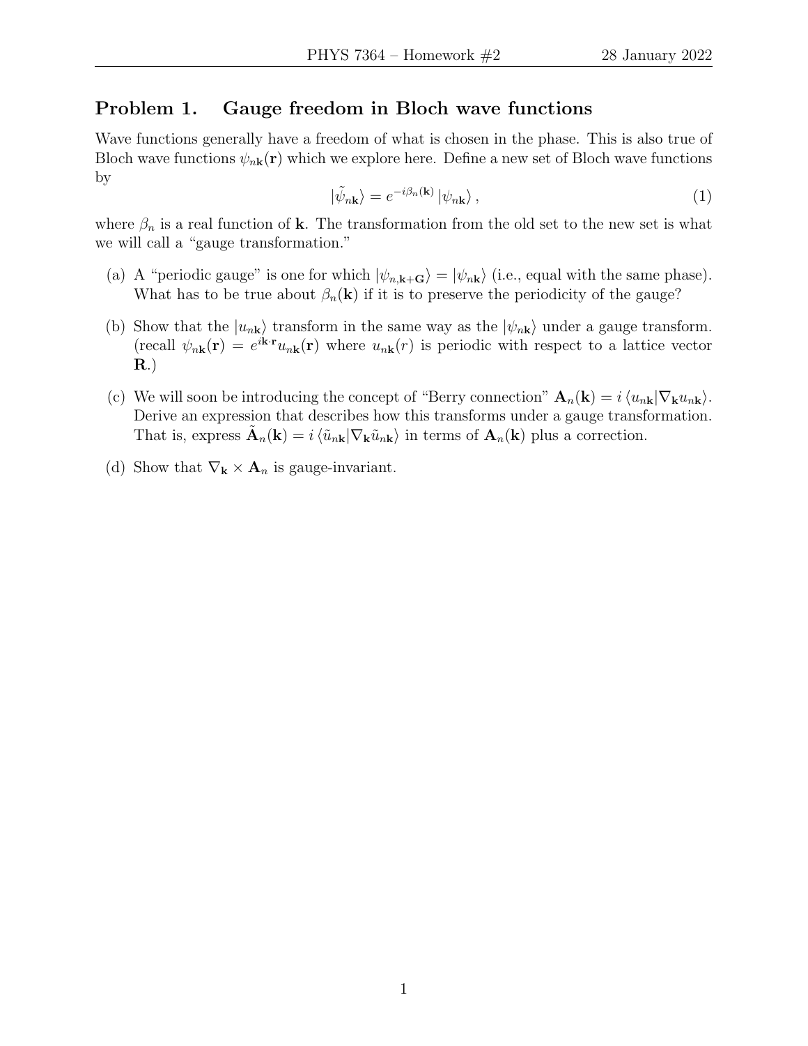## Problem 1. Gauge freedom in Bloch wave functions

Wave functions generally have a freedom of what is chosen in the phase. This is also true of Bloch wave functions $\psi_{n\mathbf{k}}(\mathbf{r})$ which we explore here. Define a new set of Bloch wave functions by

$$|\tilde{\psi}_{n\mathbf{k}}\rangle = e^{-i\beta_n(\mathbf{k})} |\psi_{n\mathbf{k}}\rangle , \tag{1}$$

where $\beta_n$ is a real function of $\mathbf{k}$. The transformation from the old set to the new set is what we will call a "gauge transformation."

(a) A "periodic gauge" is one for which $|\psi_{n,\mathbf{k}+\mathbf{G}}\rangle = |\psi_{n\mathbf{k}}\rangle$ (i.e., equal with the same phase). What has to be true about $\beta_n(\mathbf{k})$ if it is to preserve the periodicity of the gauge?

(b) Show that the $|u_{n\mathbf{k}}\rangle$ transform in the same way as the $|\psi_{n\mathbf{k}}\rangle$ under a gauge transform. (recall $\psi_{n\mathbf{k}}(\mathbf{r}) = e^{i\mathbf{k}\cdot\mathbf{r}} u_{n\mathbf{k}}(\mathbf{r})$ where $u_{n\mathbf{k}}(r)$ is periodic with respect to a lattice vector $\mathbf{R}$.)

(c) We will soon be introducing the concept of "Berry connection" $\mathbf{A}_n(\mathbf{k}) = i \langle u_{n\mathbf{k}} | \nabla_{\mathbf{k}} u_{n\mathbf{k}} \rangle$. Derive an expression that describes how this transforms under a gauge transformation. That is, express $\tilde{\mathbf{A}}_n(\mathbf{k}) = i \langle \tilde{u}_{n\mathbf{k}} | \nabla_{\mathbf{k}} \tilde{u}_{n\mathbf{k}} \rangle$ in terms of $\mathbf{A}_n(\mathbf{k})$ plus a correction.

(d) Show that $\nabla_{\mathbf{k}} \times \mathbf{A}_n$ is gauge-invariant.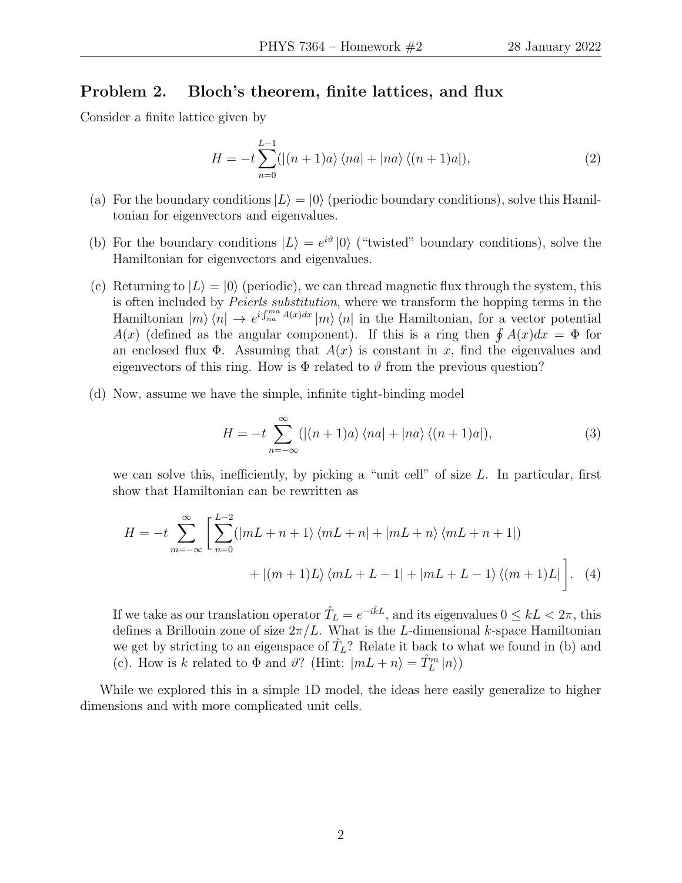## Problem 2. Bloch's theorem, finite lattices, and flux

Consider a finite lattice given by

$$H = -t \sum_{n=0}^{L-1} (|(n+1)a\rangle \langle na| + |na\rangle \langle (n+1)a|), \tag{2}$$

(a) For the boundary conditions $|L\rangle = |0\rangle$ (periodic boundary conditions), solve this Hamiltonian for eigenvectors and eigenvalues.

(b) For the boundary conditions $|L\rangle = e^{i\vartheta} |0\rangle$ ("twisted" boundary conditions), solve the Hamiltonian for eigenvectors and eigenvalues.

(c) Returning to $|L\rangle = |0\rangle$ (periodic), we can thread magnetic flux through the system, this is often included by *Peierls substitution*, where we transform the hopping terms in the Hamiltonian $|m\rangle \langle n| \to e^{i \int_{na}^{ma} A(x)dx} |m\rangle \langle n|$ in the Hamiltonian, for a vector potential $A(x)$ (defined as the angular component). If this is a ring then $\oint A(x)dx = \Phi$ for an enclosed flux $\Phi$. Assuming that $A(x)$ is constant in $x$, find the eigenvalues and eigenvectors of this ring. How is $\Phi$ related to $\vartheta$ from the previous question?

(d) Now, assume we have the simple, infinite tight-binding model

$$H = -t \sum_{n=-\infty}^{\infty} (|(n+1)a\rangle \langle na| + |na\rangle \langle (n+1)a|), \tag{3}$$

we can solve this, inefficiently, by picking a "unit cell" of size $L$. In particular, first show that Hamiltonian can be rewritten as

$$H = -t \sum_{m=-\infty}^{\infty} \Bigg[ \sum_{n=0}^{L-2} (|mL+n+1\rangle \langle mL+n| + |mL+n\rangle \langle mL+n+1|) + |(m+1)L\rangle \langle mL+L-1| + |mL+L-1\rangle \langle (m+1)L| \Bigg]. \tag{4}$$

If we take as our translation operator $\hat{T}_L = e^{-i\hat{k}L}$, and its eigenvalues $0 \le kL < 2\pi$, this defines a Brillouin zone of size $2\pi/L$. What is the $L$-dimensional $k$-space Hamiltonian we get by stricting to an eigenspace of $\hat{T}_L$? Relate it back to what we found in (b) and (c). How is $k$ related to $\Phi$ and $\vartheta$? (Hint: $|mL+n\rangle = \hat{T}_L^m |n\rangle$)

While we explored this in a simple 1D model, the ideas here easily generalize to higher dimensions and with more complicated unit cells.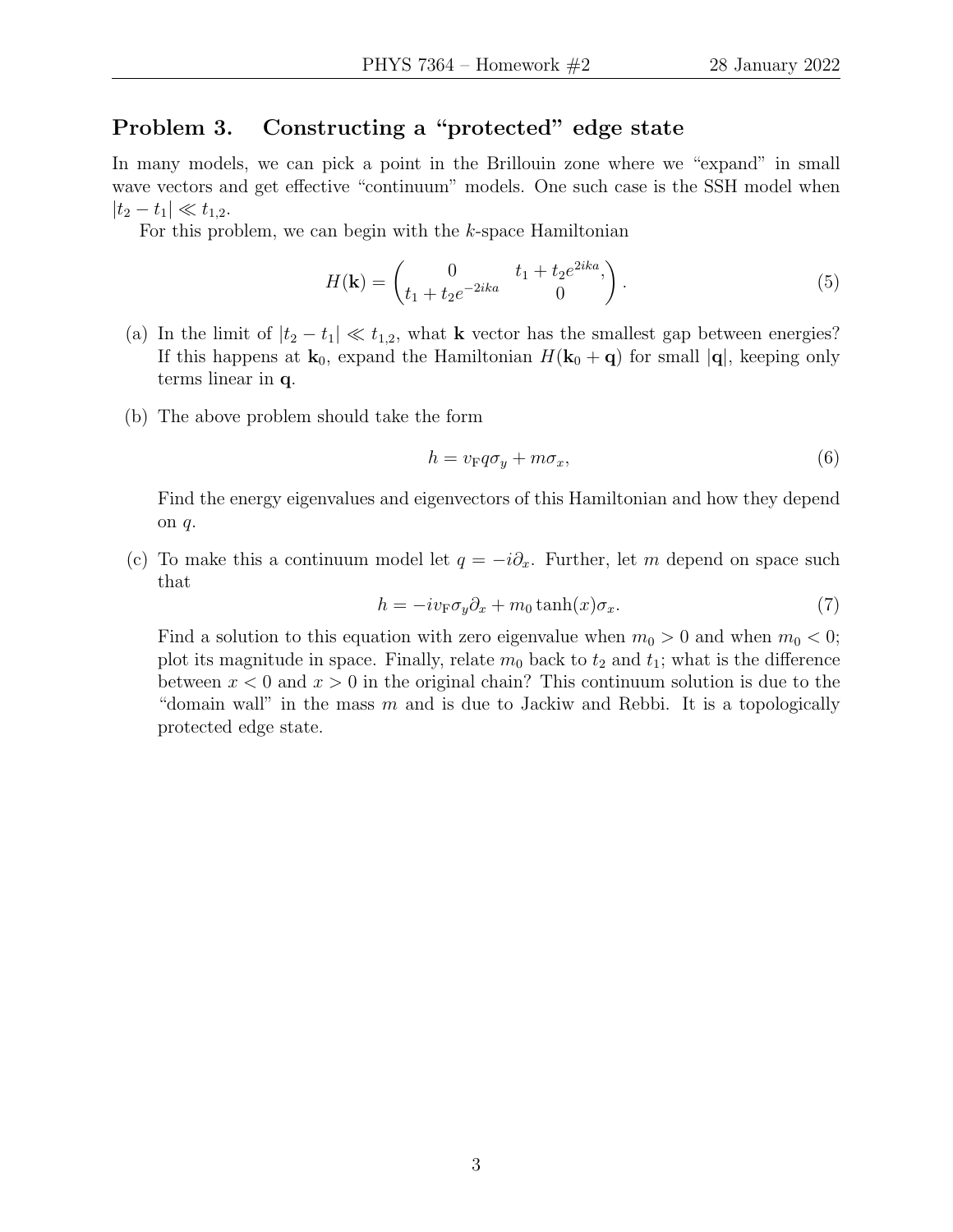## Problem 3. Constructing a "protected" edge state

In many models, we can pick a point in the Brillouin zone where we "expand" in small wave vectors and get effective "continuum" models. One such case is the SSH model when $|t_2 - t_1| \ll t_{1,2}$.

For this problem, we can begin with the $k$-space Hamiltonian

$$H(\mathbf{k}) = \begin{pmatrix} 0 & t_1 + t_2 e^{2ika}, \\ t_1 + t_2 e^{-2ika} & 0 \end{pmatrix}. \tag{5}$$

(a) In the limit of $|t_2 - t_1| \ll t_{1,2}$, what $\mathbf{k}$ vector has the smallest gap between energies? If this happens at $\mathbf{k}_0$, expand the Hamiltonian $H(\mathbf{k}_0 + \mathbf{q})$ for small $|\mathbf{q}|$, keeping only terms linear in $\mathbf{q}$.

(b) The above problem should take the form

$$h = v_{\mathrm{F}} q \sigma_y + m\sigma_x, \tag{6}$$

Find the energy eigenvalues and eigenvectors of this Hamiltonian and how they depend on $q$.

(c) To make this a continuum model let $q = -i\partial_x$. Further, let $m$ depend on space such that

$$h = -iv_{\mathrm{F}}\sigma_y \partial_x + m_0 \tanh(x)\sigma_x. \tag{7}$$

Find a solution to this equation with zero eigenvalue when $m_0 > 0$ and when $m_0 < 0$; plot its magnitude in space. Finally, relate $m_0$ back to $t_2$ and $t_1$; what is the difference between $x < 0$ and $x > 0$ in the original chain? This continuum solution is due to the "domain wall" in the mass $m$ and is due to Jackiw and Rebbi. It is a topologically protected edge state.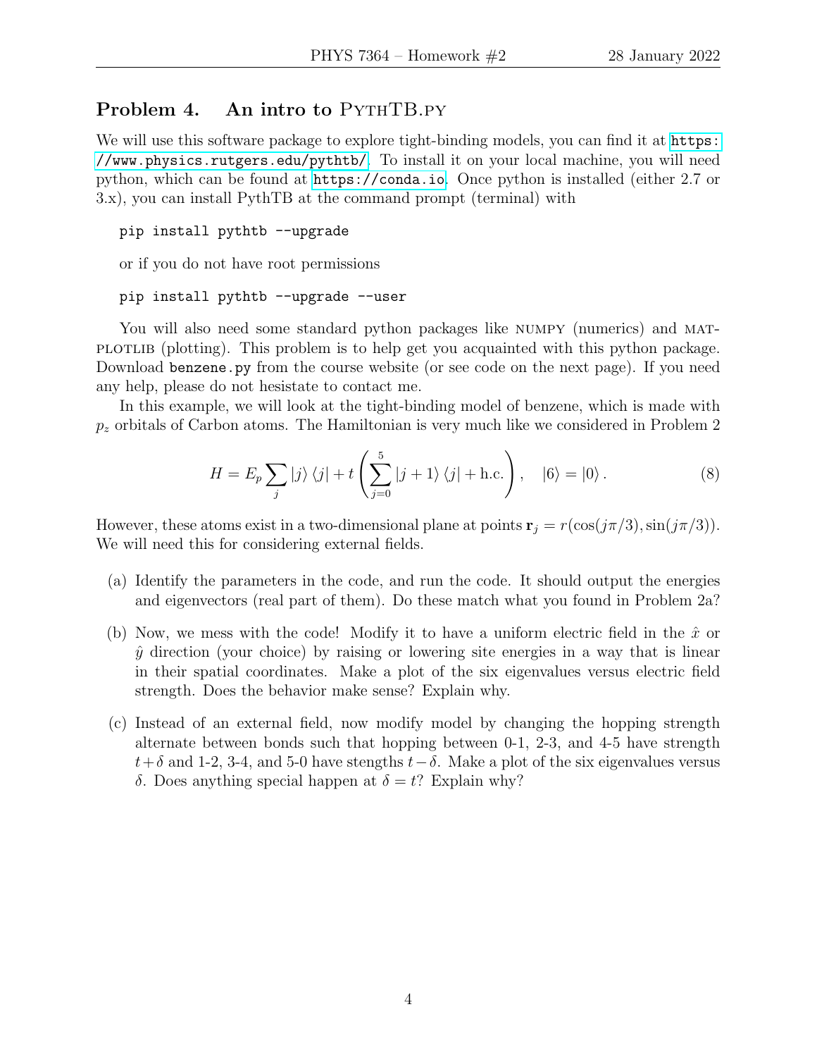## Problem 4. An intro to PythTB.py

We will use this software package to explore tight-binding models, you can find it at https://www.physics.rutgers.edu/pythtb/. To install it on your local machine, you will need python, which can be found at https://conda.io. Once python is installed (either 2.7 or 3.x), you can install PythTB at the command prompt (terminal) with

```
pip install pythtb --upgrade
```

or if you do not have root permissions

```
pip install pythtb --upgrade --user
```

You will also need some standard python packages like NUMPY (numerics) and MATPLOTLIB (plotting). This problem is to help get you acquainted with this python package. Download `benzene.py` from the course website (or see code on the next page). If you need any help, please do not hesistate to contact me.

In this example, we will look at the tight-binding model of benzene, which is made with $p_z$ orbitals of Carbon atoms. The Hamiltonian is very much like we considered in Problem 2

$$H = E_p \sum_j |j\rangle \langle j| + t \left( \sum_{j=0}^{5} |j+1\rangle \langle j| + \text{h.c.} \right), \quad |6\rangle = |0\rangle . \tag{8}$$

However, these atoms exist in a two-dimensional plane at points $\mathbf{r}_j = r(\cos(j\pi/3), \sin(j\pi/3))$. We will need this for considering external fields.

(a) Identify the parameters in the code, and run the code. It should output the energies and eigenvectors (real part of them). Do these match what you found in Problem 2a?

(b) Now, we mess with the code! Modify it to have a uniform electric field in the $\hat{x}$ or $\hat{y}$ direction (your choice) by raising or lowering site energies in a way that is linear in their spatial coordinates. Make a plot of the six eigenvalues versus electric field strength. Does the behavior make sense? Explain why.

(c) Instead of an external field, now modify model by changing the hopping strength alternate between bonds such that hopping between 0-1, 2-3, and 4-5 have strength $t+\delta$ and 1-2, 3-4, and 5-0 have stengths $t-\delta$. Make a plot of the six eigenvalues versus $\delta$. Does anything special happen at $\delta = t$? Explain why?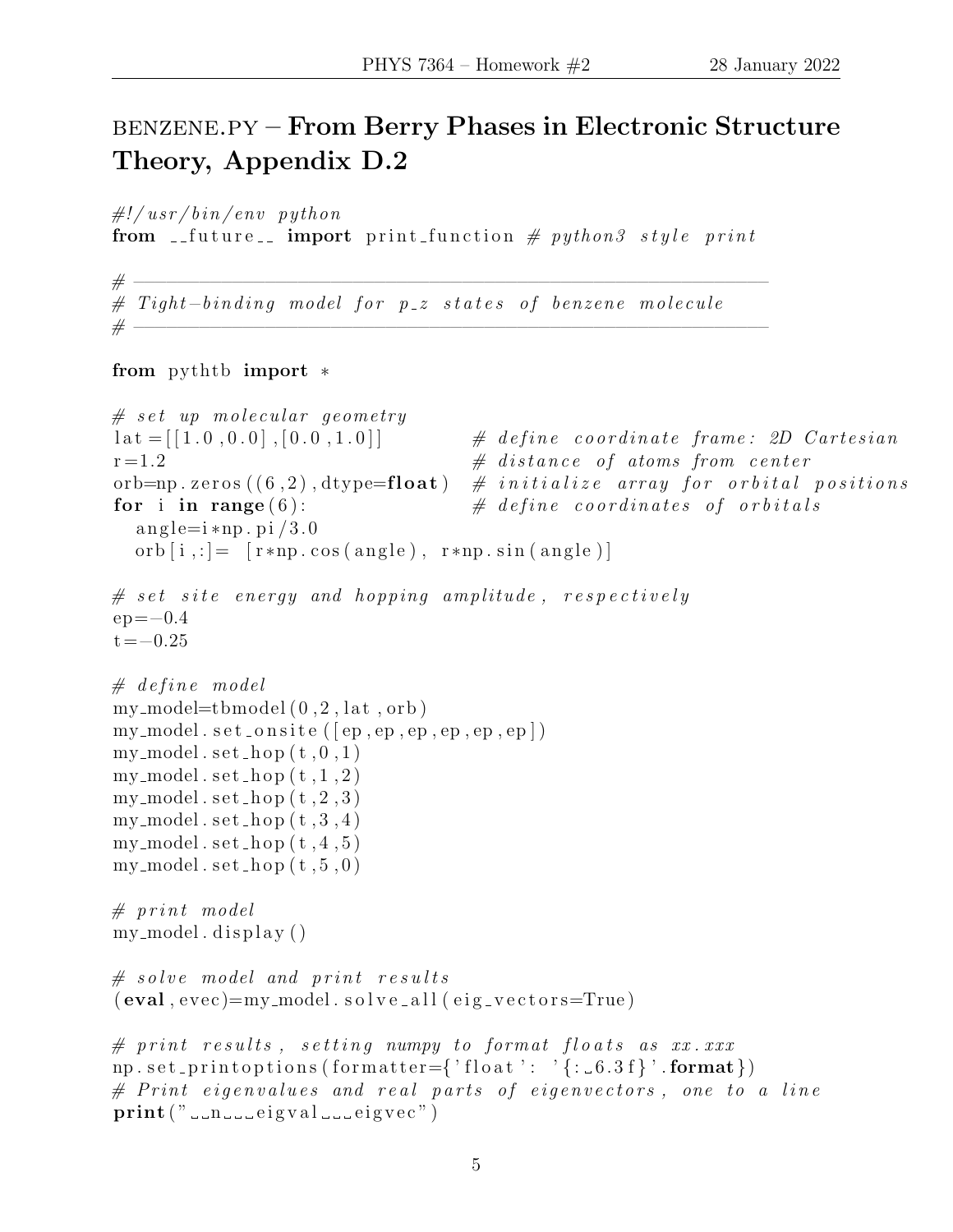# BENZENE.PY – From Berry Phases in Electronic Structure Theory, Appendix D.2

```python
#!/usr/bin/env python
from __future__ import print_function # python3 style print

# ----------------------------------------------------------
# Tight-binding model for p_z states of benzene molecule
# ----------------------------------------------------------

from pythtb import *

# set up molecular geometry
lat=[[1.0,0.0],[0.0,1.0]]          # define coordinate frame: 2D Cartesian
r=1.2                              # distance of atoms from center
orb=np.zeros((6,2),dtype=float)    # initialize array for orbital positions
for i in range(6):                 # define coordinates of orbitals
  angle=i*np.pi/3.0
  orb[i,:]= [r*np.cos(angle), r*np.sin(angle)]

# set site energy and hopping amplitude, respectively
ep=-0.4
t=-0.25

# define model
my_model=tbmodel(0,2,lat,orb)
my_model.set_onsite([ep,ep,ep,ep,ep,ep])
my_model.set_hop(t,0,1)
my_model.set_hop(t,1,2)
my_model.set_hop(t,2,3)
my_model.set_hop(t,3,4)
my_model.set_hop(t,4,5)
my_model.set_hop(t,5,0)

# print model
my_model.display()

# solve model and print results
(eval,evec)=my_model.solve_all(eig_vectors=True)

# print results, setting numpy to format floats as xx.xxx
np.set_printoptions(formatter={'float': '{: 6.3f}'.format})
# Print eigenvalues and real parts of eigenvectors, one to a line
print("  n   eigval   eigvec")
```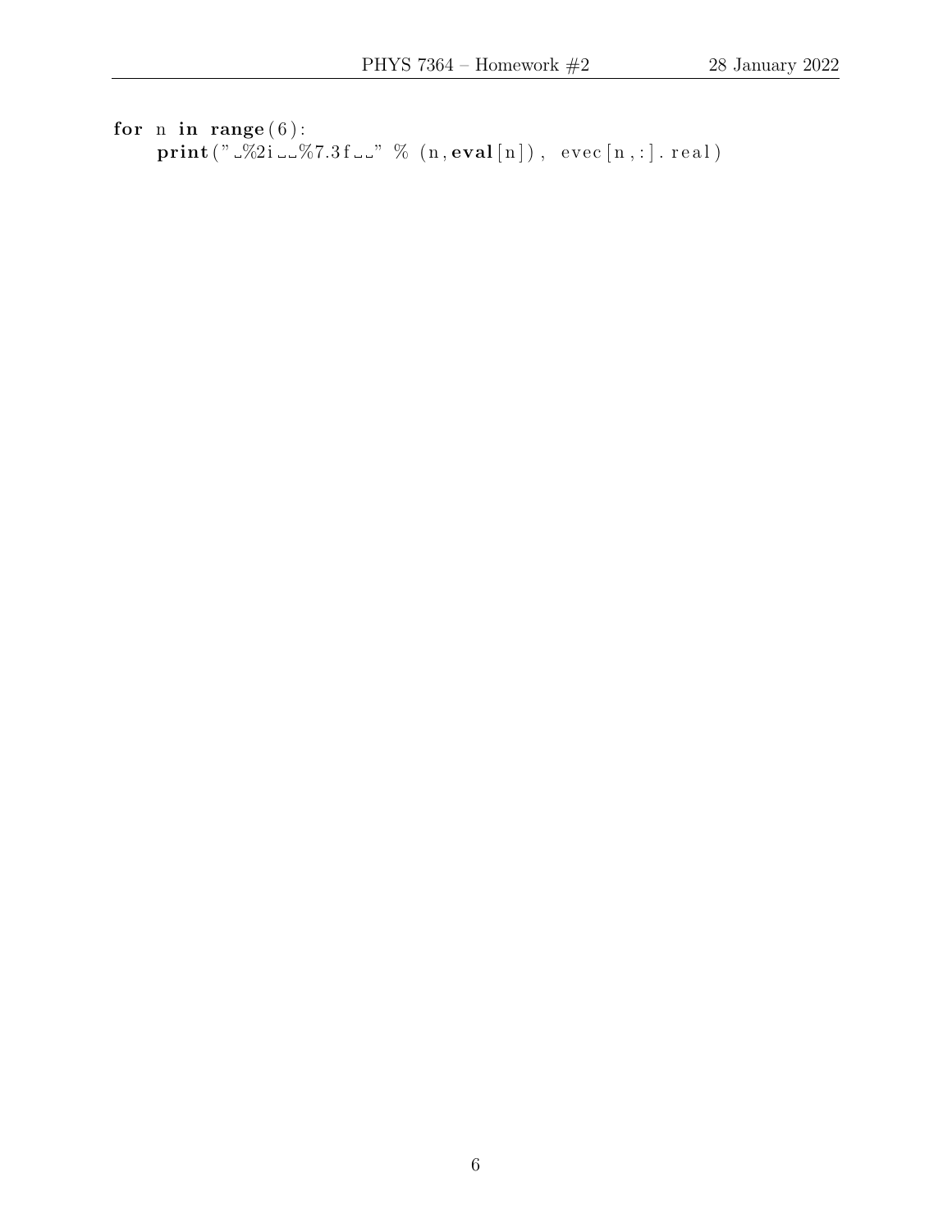```python
for n in range(6):
    print(" %2i  %7.3f  " % (n,eval[n]),  evec[n,:].real)
```